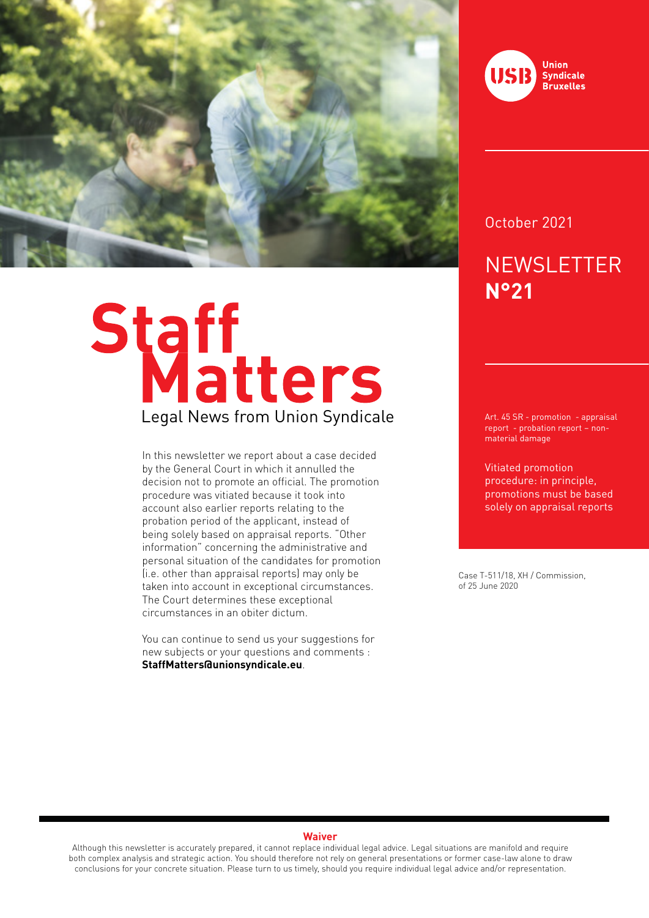Union Syndicale Bruxelles

October 2021

NEWSLETTER **N°21**

# Staff Matters

Legal News from Union Syndicale

Art. 45 SR - promotion - appraisal report - probation report – non-material damage

## Vitiated promotion procedure: in principle, promotions must be based solely on appraisal reports

Case T-511/18, XH / Commission, of 25 June 2020

In this newsletter we report about a case decided by the General Court in which it annulled the decision not to promote an official. The promotion procedure was vitiated because it took into account also earlier reports relating to the probation period of the applicant, instead of being solely based on appraisal reports. "Other information" concerning the administrative and personal situation of the candidates for promotion (i.e. other than appraisal reports) may only be taken into account in exceptional circumstances. The Court determines these exceptional circumstances in an obiter dictum.

You can continue to send us your suggestions for new subjects or your questions and comments : **StaffMatters@unionsyndicale.eu**.

**Waiver**

Although this newsletter is accurately prepared, it cannot replace individual legal advice. Legal situations are manifold and require both complex analysis and strategic action. You should therefore not rely on general presentations or former case-law alone to draw conclusions for your concrete situation. Please turn to us timely, should you require individual legal advice and/or representation.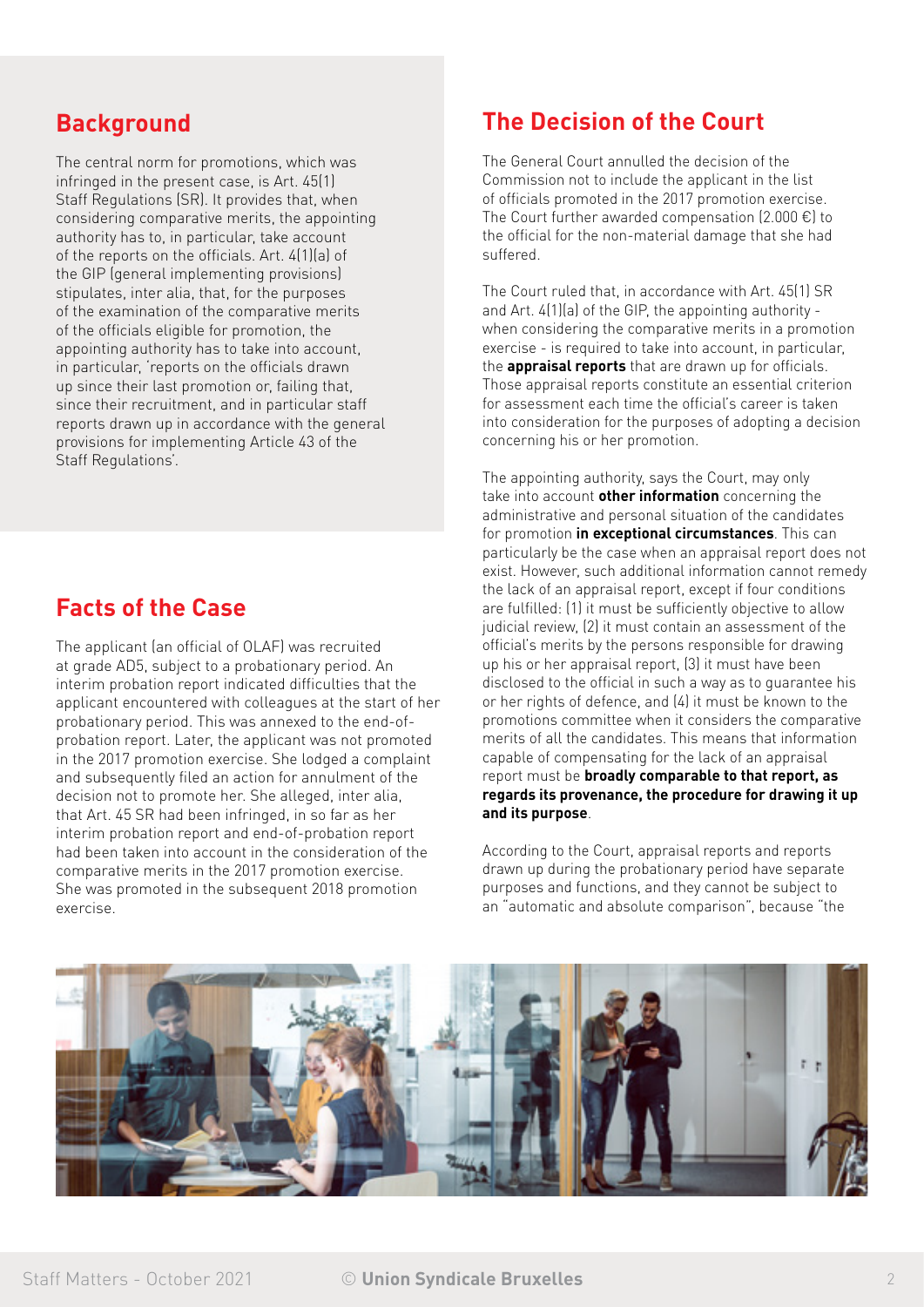## Background

The central norm for promotions, which was infringed in the present case, is Art. 45(1) Staff Regulations (SR). It provides that, when considering comparative merits, the appointing authority has to, in particular, take account of the reports on the officials. Art. 4(1)(a) of the GIP (general implementing provisions) stipulates, inter alia, that, for the purposes of the examination of the comparative merits of the officials eligible for promotion, the appointing authority has to take into account, in particular, 'reports on the officials drawn up since their last promotion or, failing that, since their recruitment, and in particular staff reports drawn up in accordance with the general provisions for implementing Article 43 of the Staff Regulations'.

## Facts of the Case

The applicant (an official of OLAF) was recruited at grade AD5, subject to a probationary period. An interim probation report indicated difficulties that the applicant encountered with colleagues at the start of her probationary period. This was annexed to the end-of-probation report. Later, the applicant was not promoted in the 2017 promotion exercise. She lodged a complaint and subsequently filed an action for annulment of the decision not to promote her. She alleged, inter alia, that Art. 45 SR had been infringed, in so far as her interim probation report and end-of-probation report had been taken into account in the consideration of the comparative merits in the 2017 promotion exercise. She was promoted in the subsequent 2018 promotion exercise.

## The Decision of the Court

The General Court annulled the decision of the Commission not to include the applicant in the list of officials promoted in the 2017 promotion exercise. The Court further awarded compensation (2.000 €) to the official for the non-material damage that she had suffered.

The Court ruled that, in accordance with Art. 45(1) SR and Art. 4(1)(a) of the GIP, the appointing authority - when considering the comparative merits in a promotion exercise - is required to take into account, in particular, the **appraisal reports** that are drawn up for officials. Those appraisal reports constitute an essential criterion for assessment each time the official's career is taken into consideration for the purposes of adopting a decision concerning his or her promotion.

The appointing authority, says the Court, may only take into account **other information** concerning the administrative and personal situation of the candidates for promotion **in exceptional circumstances**. This can particularly be the case when an appraisal report does not exist. However, such additional information cannot remedy the lack of an appraisal report, except if four conditions are fulfilled: (1) it must be sufficiently objective to allow judicial review, (2) it must contain an assessment of the official's merits by the persons responsible for drawing up his or her appraisal report, (3) it must have been disclosed to the official in such a way as to guarantee his or her rights of defence, and (4) it must be known to the promotions committee when it considers the comparative merits of all the candidates. This means that information capable of compensating for the lack of an appraisal report must be **broadly comparable to that report, as regards its provenance, the procedure for drawing it up and its purpose**.

According to the Court, appraisal reports and reports drawn up during the probationary period have separate purposes and functions, and they cannot be subject to an "automatic and absolute comparison", because "the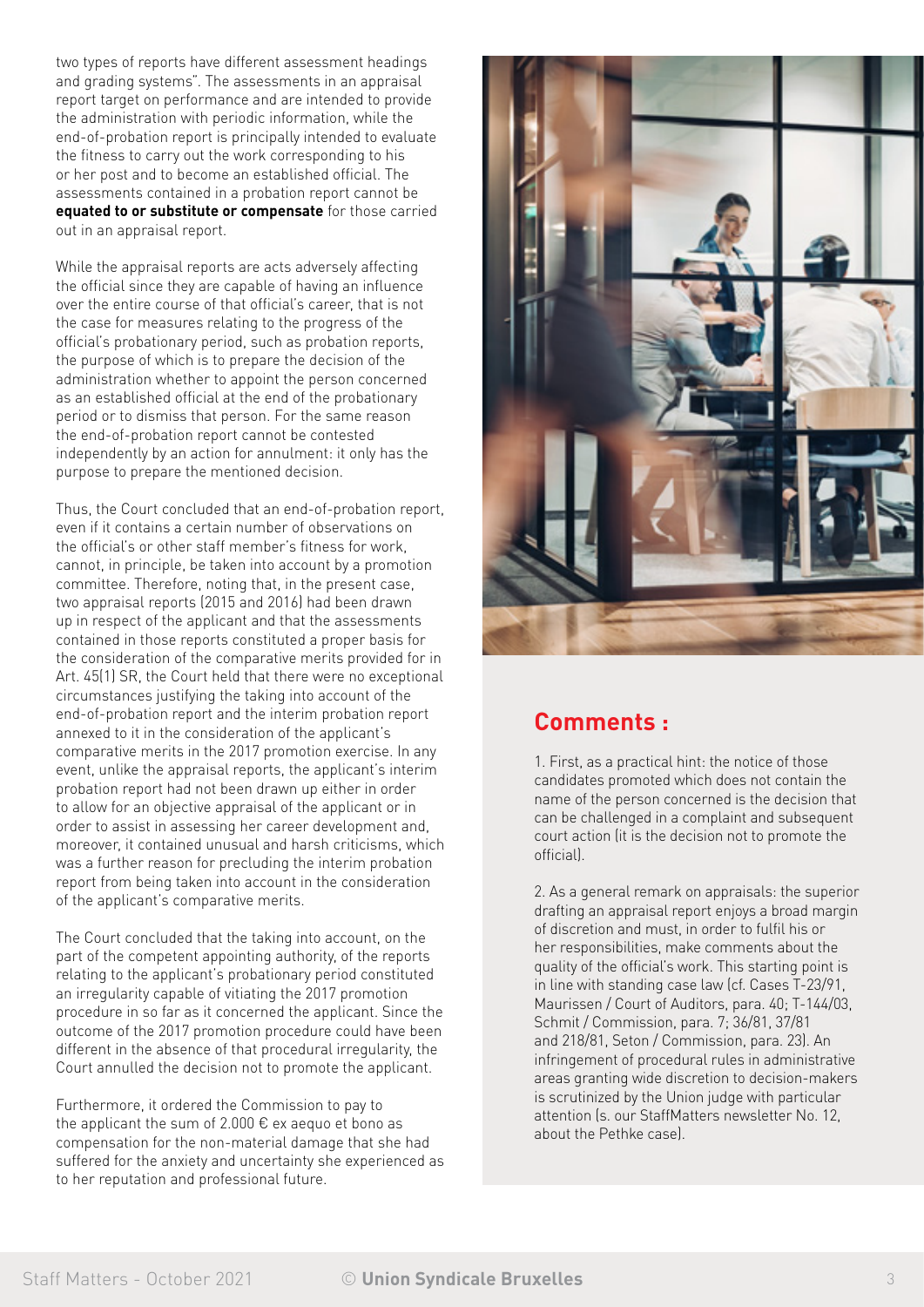two types of reports have different assessment headings and grading systems". The assessments in an appraisal report target on performance and are intended to provide the administration with periodic information, while the end-of-probation report is principally intended to evaluate the fitness to carry out the work corresponding to his or her post and to become an established official. The assessments contained in a probation report cannot be **equated to or substitute or compensate** for those carried out in an appraisal report.

While the appraisal reports are acts adversely affecting the official since they are capable of having an influence over the entire course of that official's career, that is not the case for measures relating to the progress of the official's probationary period, such as probation reports, the purpose of which is to prepare the decision of the administration whether to appoint the person concerned as an established official at the end of the probationary period or to dismiss that person. For the same reason the end-of-probation report cannot be contested independently by an action for annulment: it only has the purpose to prepare the mentioned decision.

Thus, the Court concluded that an end-of-probation report, even if it contains a certain number of observations on the official's or other staff member's fitness for work, cannot, in principle, be taken into account by a promotion committee. Therefore, noting that, in the present case, two appraisal reports (2015 and 2016) had been drawn up in respect of the applicant and that the assessments contained in those reports constituted a proper basis for the consideration of the comparative merits provided for in Art. 45(1) SR, the Court held that there were no exceptional circumstances justifying the taking into account of the end-of-probation report and the interim probation report annexed to it in the consideration of the applicant's comparative merits in the 2017 promotion exercise. In any event, unlike the appraisal reports, the applicant's interim probation report had not been drawn up either in order to allow for an objective appraisal of the applicant or in order to assist in assessing her career development and, moreover, it contained unusual and harsh criticisms, which was a further reason for precluding the interim probation report from being taken into account in the consideration of the applicant's comparative merits.

The Court concluded that the taking into account, on the part of the competent appointing authority, of the reports relating to the applicant's probationary period constituted an irregularity capable of vitiating the 2017 promotion procedure in so far as it concerned the applicant. Since the outcome of the 2017 promotion procedure could have been different in the absence of that procedural irregularity, the Court annulled the decision not to promote the applicant.

Furthermore, it ordered the Commission to pay to the applicant the sum of 2.000 € ex aequo et bono as compensation for the non-material damage that she had suffered for the anxiety and uncertainty she experienced as to her reputation and professional future.

## Comments :

1. First, as a practical hint: the notice of those candidates promoted which does not contain the name of the person concerned is the decision that can be challenged in a complaint and subsequent court action (it is the decision not to promote the official).

2. As a general remark on appraisals: the superior drafting an appraisal report enjoys a broad margin of discretion and must, in order to fulfil his or her responsibilities, make comments about the quality of the official's work. This starting point is in line with standing case law (cf. Cases T-23/91, Maurissen / Court of Auditors, para. 40; T-144/03, Schmit / Commission, para. 7; 36/81, 37/81 and 218/81, Seton / Commission, para. 23). An infringement of procedural rules in administrative areas granting wide discretion to decision-makers is scrutinized by the Union judge with particular attention (s. our StaffMatters newsletter No. 12, about the Pethke case).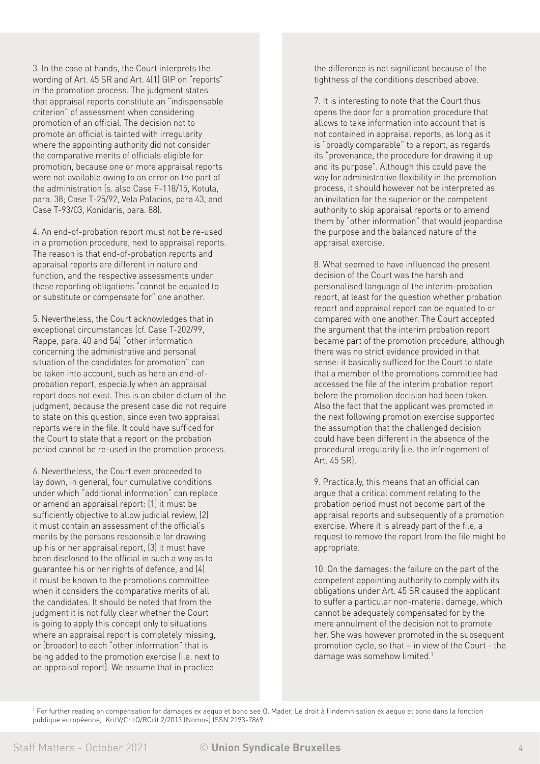3. In the case at hands, the Court interprets the wording of Art. 45 SR and Art. 4(1) GIP on "reports" in the promotion process. The judgment states that appraisal reports constitute an "indispensable criterion" of assessment when considering promotion of an official. The decision not to promote an official is tainted with irregularity where the appointing authority did not consider the comparative merits of officials eligible for promotion, because one or more appraisal reports were not available owing to an error on the part of the administration (s. also Case F-118/15, Kotula, para. 38; Case T-25/92, Vela Palacios, para 43, and Case T-93/03, Konidaris, para. 88).

4. An end-of-probation report must not be re-used in a promotion procedure, next to appraisal reports. The reason is that end-of-probation reports and appraisal reports are different in nature and function, and the respective assessments under these reporting obligations "cannot be equated to or substitute or compensate for" one another.

5. Nevertheless, the Court acknowledges that in exceptional circumstances (cf. Case T-202/99, Rappe, para. 40 and 54) "other information concerning the administrative and personal situation of the candidates for promotion" can be taken into account, such as here an end-of-probation report, especially when an appraisal report does not exist. This is an obiter dictum of the judgment, because the present case did not require to state on this question, since even two appraisal reports were in the file. It could have sufficed for the Court to state that a report on the probation period cannot be re-used in the promotion process.

6. Nevertheless, the Court even proceeded to lay down, in general, four cumulative conditions under which "additional information" can replace or amend an appraisal report: (1) it must be sufficiently objective to allow judicial review, (2) it must contain an assessment of the official's merits by the persons responsible for drawing up his or her appraisal report, (3) it must have been disclosed to the official in such a way as to guarantee his or her rights of defence, and (4) it must be known to the promotions committee when it considers the comparative merits of all the candidates. It should be noted that from the judgment it is not fully clear whether the Court is going to apply this concept only to situations where an appraisal report is completely missing, or (broader) to each "other information" that is being added to the promotion exercise (i.e. next to an appraisal report). We assume that in practice the difference is not significant because of the tightness of the conditions described above.

7. It is interesting to note that the Court thus opens the door for a promotion procedure that allows to take information into account that is not contained in appraisal reports, as long as it is "broadly comparable" to a report, as regards its "provenance, the procedure for drawing it up and its purpose". Although this could pave the way for administrative flexibility in the promotion process, it should however not be interpreted as an invitation for the superior or the competent authority to skip appraisal reports or to amend them by "other information" that would jeopardise the purpose and the balanced nature of the appraisal exercise.

8. What seemed to have influenced the present decision of the Court was the harsh and personalised language of the interim-probation report, at least for the question whether probation report and appraisal report can be equated to or compared with one another. The Court accepted the argument that the interim probation report became part of the promotion procedure, although there was no strict evidence provided in that sense: it basically sufficed for the Court to state that a member of the promotions committee had accessed the file of the interim probation report before the promotion decision had been taken. Also the fact that the applicant was promoted in the next following promotion exercise supported the assumption that the challenged decision could have been different in the absence of the procedural irregularity (i.e. the infringement of Art. 45 SR).

9. Practically, this means that an official can argue that a critical comment relating to the probation period must not become part of the appraisal reports and subsequently of a promotion exercise. Where it is already part of the file, a request to remove the report from the file might be appropriate.

10. On the damages: the failure on the part of the competent appointing authority to comply with its obligations under Art. 45 SR caused the applicant to suffer a particular non-material damage, which cannot be adequately compensated for by the mere annulment of the decision not to promote her. She was however promoted in the subsequent promotion cycle, so that – in view of the Court - the damage was somehow limited.[1]

[1] For further reading on compensation for damages ex aequo et bono see O. Mader, Le droit à l'indemnisation ex aequo et bono dans la fonction publique européenne, KritV/CritQ/RCrit 2/2013 (Nomos) ISSN 2193-7869.